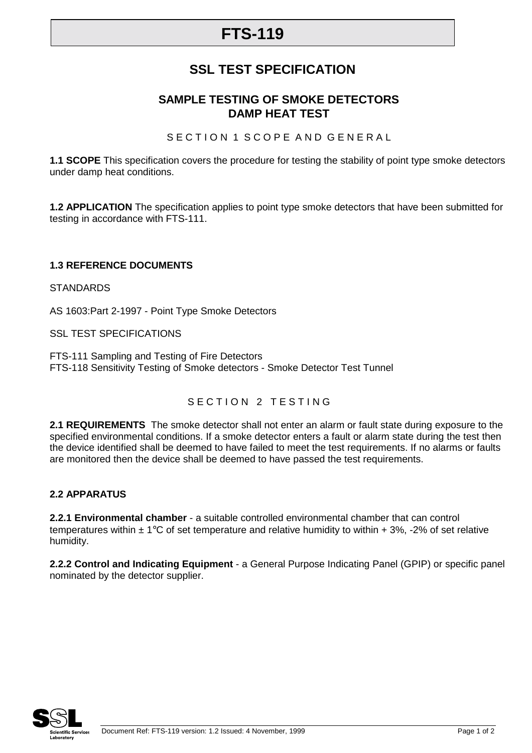# FTS-119

## SSL TEST SPECIFICATION

### SAMPLE TESTING OF SMOKE DETECTORS
### DAMP HEAT TEST

#### SECTION 1 SCOPE AND GENERAL

**1.1 SCOPE** This specification covers the procedure for testing the stability of point type smoke detectors under damp heat conditions.

**1.2 APPLICATION** The specification applies to point type smoke detectors that have been submitted for testing in accordance with FTS-111.

**1.3 REFERENCE DOCUMENTS**

STANDARDS

AS 1603:Part 2-1997 - Point Type Smoke Detectors

SSL TEST SPECIFICATIONS

FTS-111 Sampling and Testing of Fire Detectors
FTS-118 Sensitivity Testing of Smoke detectors - Smoke Detector Test Tunnel

#### SECTION 2 TESTING

**2.1 REQUIREMENTS** The smoke detector shall not enter an alarm or fault state during exposure to the specified environmental conditions. If a smoke detector enters a fault or alarm state during the test then the device identified shall be deemed to have failed to meet the test requirements. If no alarms or faults are monitored then the device shall be deemed to have passed the test requirements.

**2.2 APPARATUS**

**2.2.1 Environmental chamber** - a suitable controlled environmental chamber that can control temperatures within ± 1°C of set temperature and relative humidity to within + 3%, -2% of set relative humidity.

**2.2.2 Control and Indicating Equipment** - a General Purpose Indicating Panel (GPIP) or specific panel nominated by the detector supplier.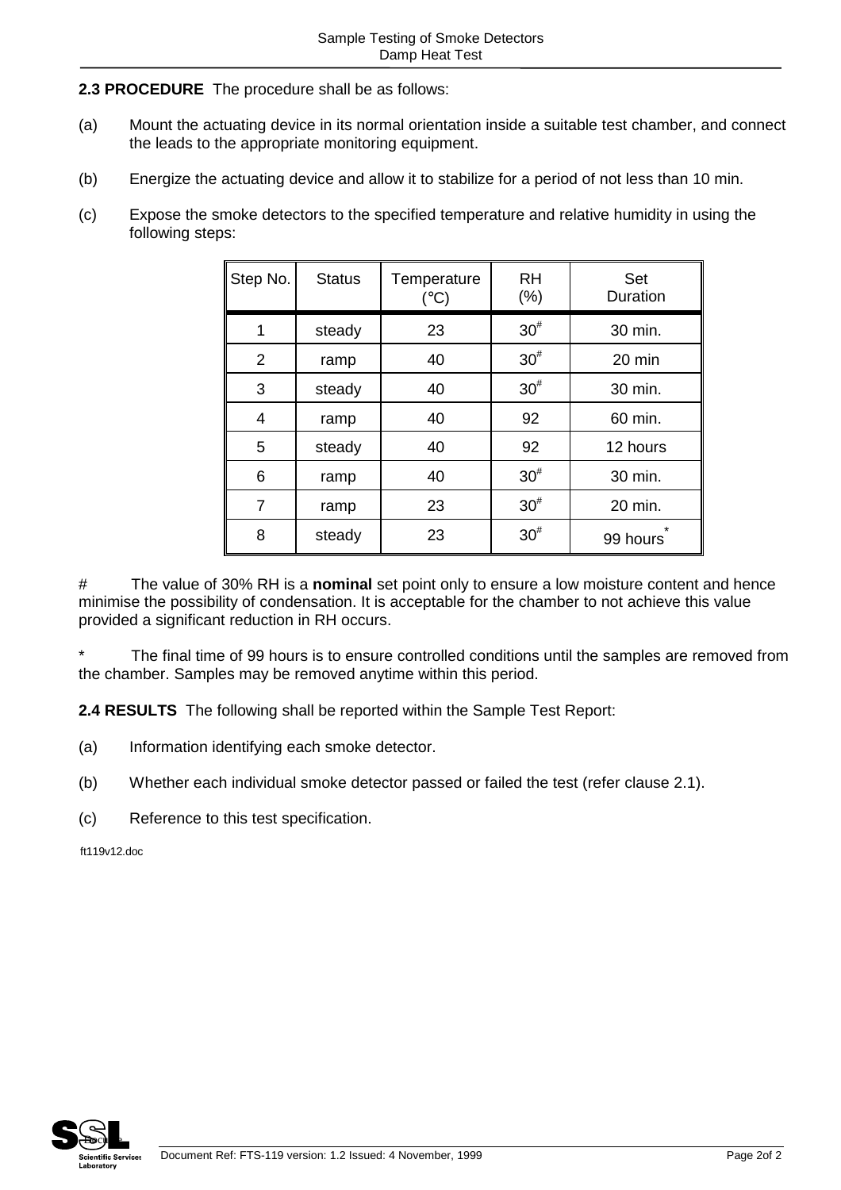**2.3 PROCEDURE** The procedure shall be as follows:

(a) Mount the actuating device in its normal orientation inside a suitable test chamber, and connect the leads to the appropriate monitoring equipment.

(b) Energize the actuating device and allow it to stabilize for a period of not less than 10 min.

(c) Expose the smoke detectors to the specified temperature and relative humidity in using the following steps:

| Step No. | Status | Temperature (°C) | RH (%) | Set Duration |
|---|---|---|---|---|
| 1 | steady | 23 | 30# | 30 min. |
| 2 | ramp | 40 | 30# | 20 min |
| 3 | steady | 40 | 30# | 30 min. |
| 4 | ramp | 40 | 92 | 60 min. |
| 5 | steady | 40 | 92 | 12 hours |
| 6 | ramp | 40 | 30# | 30 min. |
| 7 | ramp | 23 | 30# | 20 min. |
| 8 | steady | 23 | 30# | 99 hours* |

# The value of 30% RH is a **nominal** set point only to ensure a low moisture content and hence minimise the possibility of condensation. It is acceptable for the chamber to not achieve this value provided a significant reduction in RH occurs.

* The final time of 99 hours is to ensure controlled conditions until the samples are removed from the chamber. Samples may be removed anytime within this period.

**2.4 RESULTS** The following shall be reported within the Sample Test Report:

(a) Information identifying each smoke detector.

(b) Whether each individual smoke detector passed or failed the test (refer clause 2.1).

(c) Reference to this test specification.

ft119v12.doc